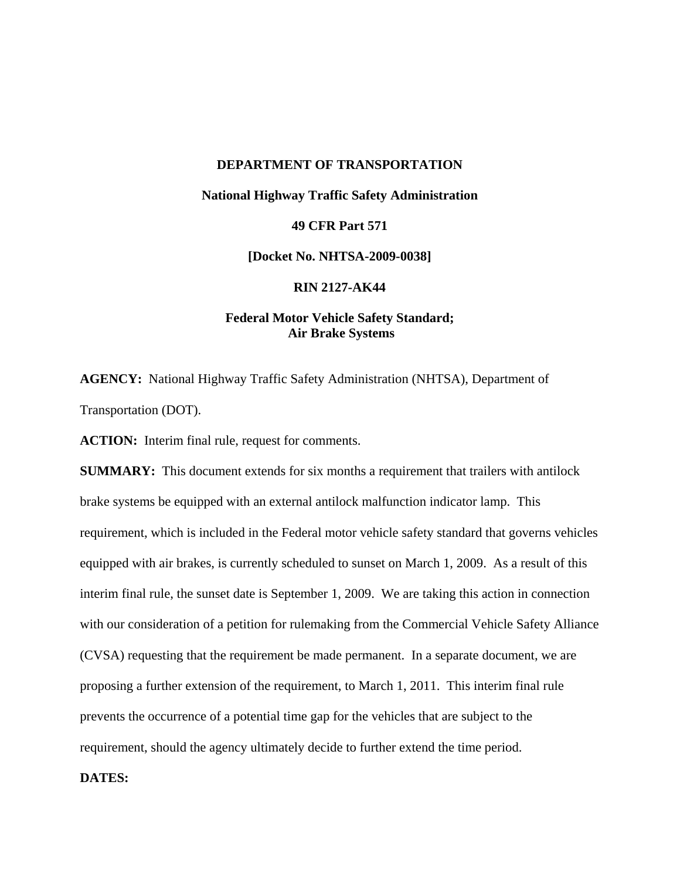**DEPARTMENT OF TRANSPORTATION**

**National Highway Traffic Safety Administration**

**49 CFR Part 571**

**[Docket No. NHTSA-2009-0038]**

**RIN 2127-AK44**

**Federal Motor Vehicle Safety Standard; Air Brake Systems**

**AGENCY:** National Highway Traffic Safety Administration (NHTSA), Department of Transportation (DOT).

**ACTION:** Interim final rule, request for comments.

**SUMMARY:** This document extends for six months a requirement that trailers with antilock brake systems be equipped with an external antilock malfunction indicator lamp. This requirement, which is included in the Federal motor vehicle safety standard that governs vehicles equipped with air brakes, is currently scheduled to sunset on March 1, 2009. As a result of this interim final rule, the sunset date is September 1, 2009. We are taking this action in connection with our consideration of a petition for rulemaking from the Commercial Vehicle Safety Alliance (CVSA) requesting that the requirement be made permanent. In a separate document, we are proposing a further extension of the requirement, to March 1, 2011. This interim final rule prevents the occurrence of a potential time gap for the vehicles that are subject to the requirement, should the agency ultimately decide to further extend the time period.

**DATES:**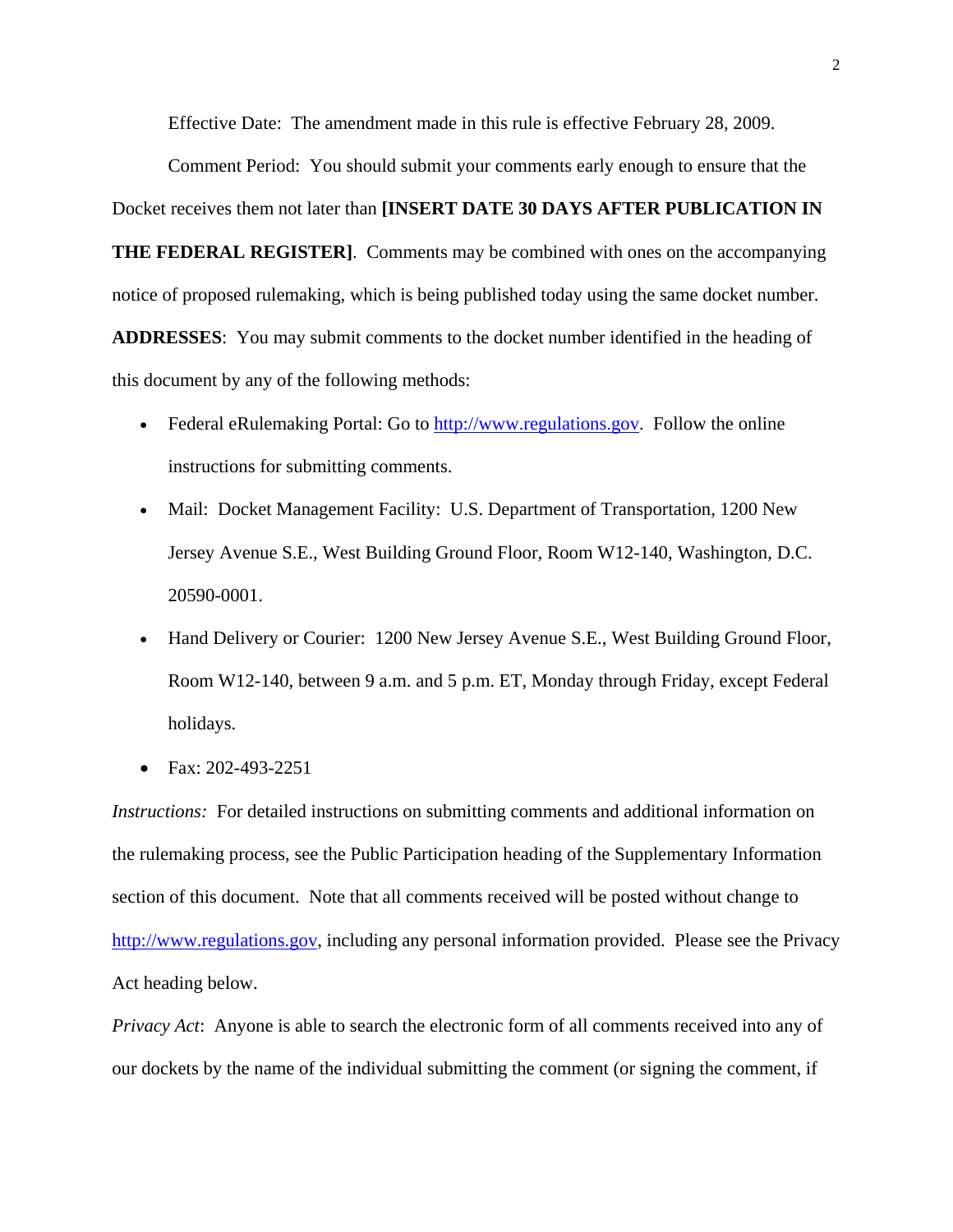Effective Date: The amendment made in this rule is effective February 28, 2009.

Comment Period: You should submit your comments early enough to ensure that the Docket receives them not later than **[INSERT DATE 30 DAYS AFTER PUBLICATION IN THE FEDERAL REGISTER]**. Comments may be combined with ones on the accompanying notice of proposed rulemaking, which is being published today using the same docket number.

**ADDRESSES**: You may submit comments to the docket number identified in the heading of this document by any of the following methods:

- Federal eRulemaking Portal: Go to http://www.regulations.gov. Follow the online instructions for submitting comments.
- Mail: Docket Management Facility: U.S. Department of Transportation, 1200 New Jersey Avenue S.E., West Building Ground Floor, Room W12-140, Washington, D.C. 20590-0001.
- Hand Delivery or Courier: 1200 New Jersey Avenue S.E., West Building Ground Floor, Room W12-140, between 9 a.m. and 5 p.m. ET, Monday through Friday, except Federal holidays.
- Fax: 202-493-2251

*Instructions:* For detailed instructions on submitting comments and additional information on the rulemaking process, see the Public Participation heading of the Supplementary Information section of this document. Note that all comments received will be posted without change to http://www.regulations.gov, including any personal information provided. Please see the Privacy Act heading below.

*Privacy Act*: Anyone is able to search the electronic form of all comments received into any of our dockets by the name of the individual submitting the comment (or signing the comment, if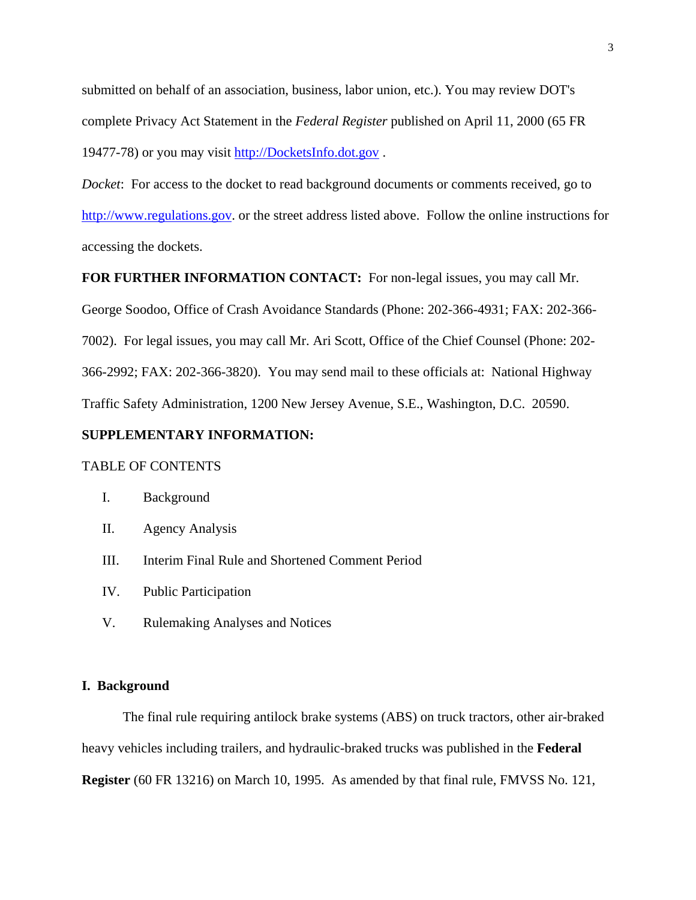submitted on behalf of an association, business, labor union, etc.). You may review DOT's complete Privacy Act Statement in the *Federal Register* published on April 11, 2000 (65 FR 19477-78) or you may visit http://DocketsInfo.dot.gov .

*Docket*: For access to the docket to read background documents or comments received, go to http://www.regulations.gov. or the street address listed above. Follow the online instructions for accessing the dockets.

**FOR FURTHER INFORMATION CONTACT:** For non-legal issues, you may call Mr. George Soodoo, Office of Crash Avoidance Standards (Phone: 202-366-4931; FAX: 202-366-7002). For legal issues, you may call Mr. Ari Scott, Office of the Chief Counsel (Phone: 202-366-2992; FAX: 202-366-3820). You may send mail to these officials at: National Highway Traffic Safety Administration, 1200 New Jersey Avenue, S.E., Washington, D.C. 20590.

**SUPPLEMENTARY INFORMATION:**

TABLE OF CONTENTS

I. Background

II. Agency Analysis

III. Interim Final Rule and Shortened Comment Period

IV. Public Participation

V. Rulemaking Analyses and Notices

## I. Background

The final rule requiring antilock brake systems (ABS) on truck tractors, other air-braked heavy vehicles including trailers, and hydraulic-braked trucks was published in the **Federal Register** (60 FR 13216) on March 10, 1995. As amended by that final rule, FMVSS No. 121,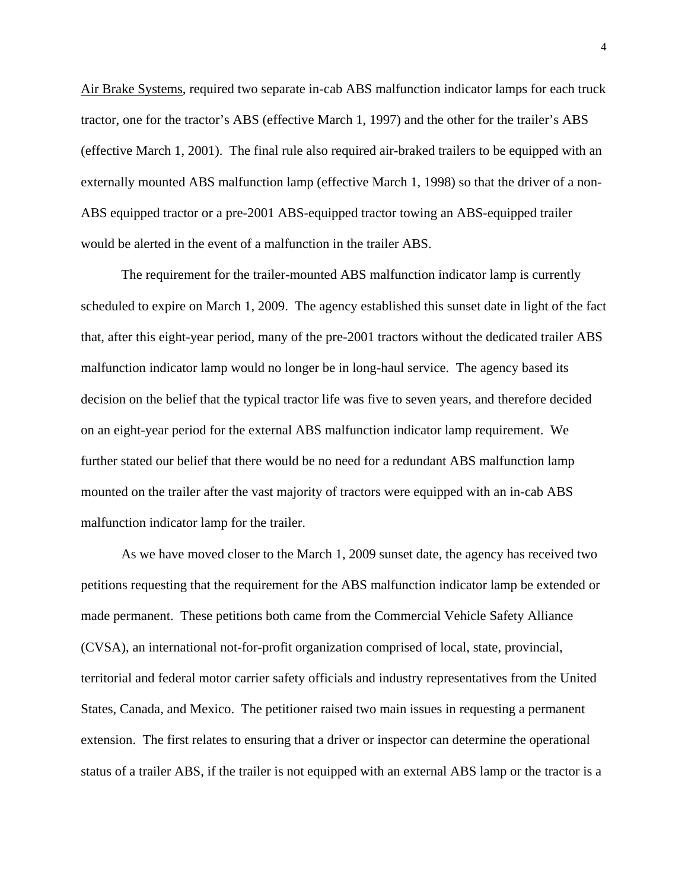Air Brake Systems, required two separate in-cab ABS malfunction indicator lamps for each truck tractor, one for the tractor's ABS (effective March 1, 1997) and the other for the trailer's ABS (effective March 1, 2001). The final rule also required air-braked trailers to be equipped with an externally mounted ABS malfunction lamp (effective March 1, 1998) so that the driver of a non-ABS equipped tractor or a pre-2001 ABS-equipped tractor towing an ABS-equipped trailer would be alerted in the event of a malfunction in the trailer ABS.

The requirement for the trailer-mounted ABS malfunction indicator lamp is currently scheduled to expire on March 1, 2009. The agency established this sunset date in light of the fact that, after this eight-year period, many of the pre-2001 tractors without the dedicated trailer ABS malfunction indicator lamp would no longer be in long-haul service. The agency based its decision on the belief that the typical tractor life was five to seven years, and therefore decided on an eight-year period for the external ABS malfunction indicator lamp requirement. We further stated our belief that there would be no need for a redundant ABS malfunction lamp mounted on the trailer after the vast majority of tractors were equipped with an in-cab ABS malfunction indicator lamp for the trailer.

As we have moved closer to the March 1, 2009 sunset date, the agency has received two petitions requesting that the requirement for the ABS malfunction indicator lamp be extended or made permanent. These petitions both came from the Commercial Vehicle Safety Alliance (CVSA), an international not-for-profit organization comprised of local, state, provincial, territorial and federal motor carrier safety officials and industry representatives from the United States, Canada, and Mexico. The petitioner raised two main issues in requesting a permanent extension. The first relates to ensuring that a driver or inspector can determine the operational status of a trailer ABS, if the trailer is not equipped with an external ABS lamp or the tractor is a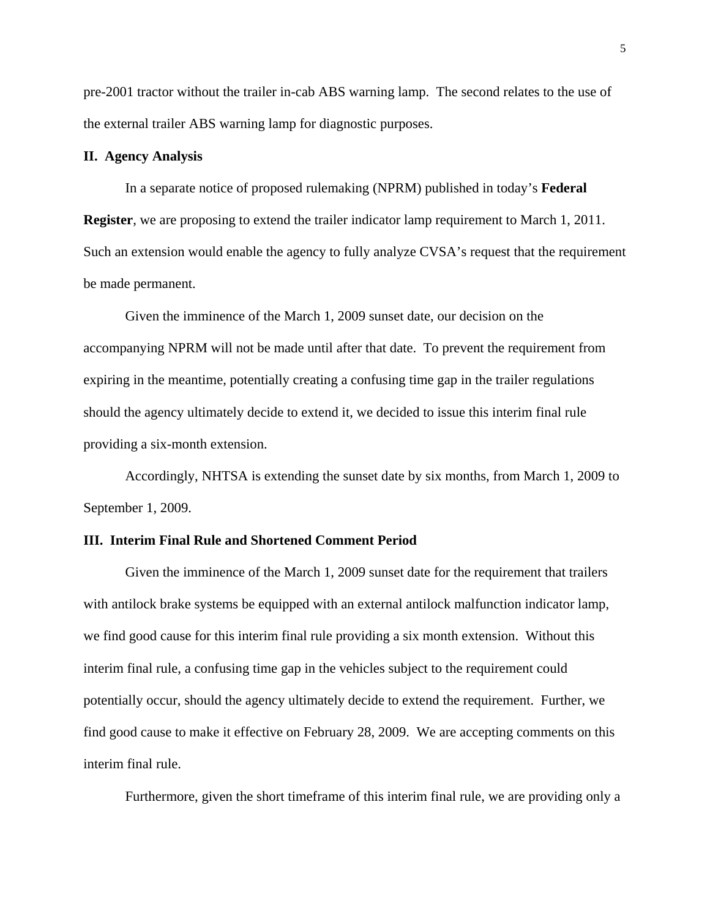pre-2001 tractor without the trailer in-cab ABS warning lamp. The second relates to the use of the external trailer ABS warning lamp for diagnostic purposes.

## II. Agency Analysis

In a separate notice of proposed rulemaking (NPRM) published in today's **Federal Register**, we are proposing to extend the trailer indicator lamp requirement to March 1, 2011. Such an extension would enable the agency to fully analyze CVSA's request that the requirement be made permanent.

Given the imminence of the March 1, 2009 sunset date, our decision on the accompanying NPRM will not be made until after that date. To prevent the requirement from expiring in the meantime, potentially creating a confusing time gap in the trailer regulations should the agency ultimately decide to extend it, we decided to issue this interim final rule providing a six-month extension.

Accordingly, NHTSA is extending the sunset date by six months, from March 1, 2009 to September 1, 2009.

## III. Interim Final Rule and Shortened Comment Period

Given the imminence of the March 1, 2009 sunset date for the requirement that trailers with antilock brake systems be equipped with an external antilock malfunction indicator lamp, we find good cause for this interim final rule providing a six month extension. Without this interim final rule, a confusing time gap in the vehicles subject to the requirement could potentially occur, should the agency ultimately decide to extend the requirement. Further, we find good cause to make it effective on February 28, 2009. We are accepting comments on this interim final rule.

Furthermore, given the short timeframe of this interim final rule, we are providing only a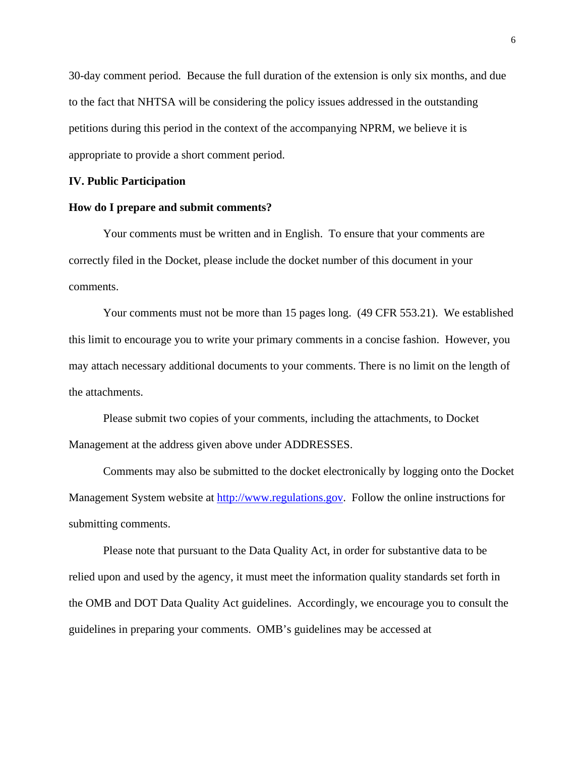30-day comment period. Because the full duration of the extension is only six months, and due to the fact that NHTSA will be considering the policy issues addressed in the outstanding petitions during this period in the context of the accompanying NPRM, we believe it is appropriate to provide a short comment period.

## IV. Public Participation

### How do I prepare and submit comments?

Your comments must be written and in English. To ensure that your comments are correctly filed in the Docket, please include the docket number of this document in your comments.

Your comments must not be more than 15 pages long. (49 CFR 553.21). We established this limit to encourage you to write your primary comments in a concise fashion. However, you may attach necessary additional documents to your comments. There is no limit on the length of the attachments.

Please submit two copies of your comments, including the attachments, to Docket Management at the address given above under ADDRESSES.

Comments may also be submitted to the docket electronically by logging onto the Docket Management System website at [http://www.regulations.gov](http://www.regulations.gov). Follow the online instructions for submitting comments.

Please note that pursuant to the Data Quality Act, in order for substantive data to be relied upon and used by the agency, it must meet the information quality standards set forth in the OMB and DOT Data Quality Act guidelines. Accordingly, we encourage you to consult the guidelines in preparing your comments. OMB's guidelines may be accessed at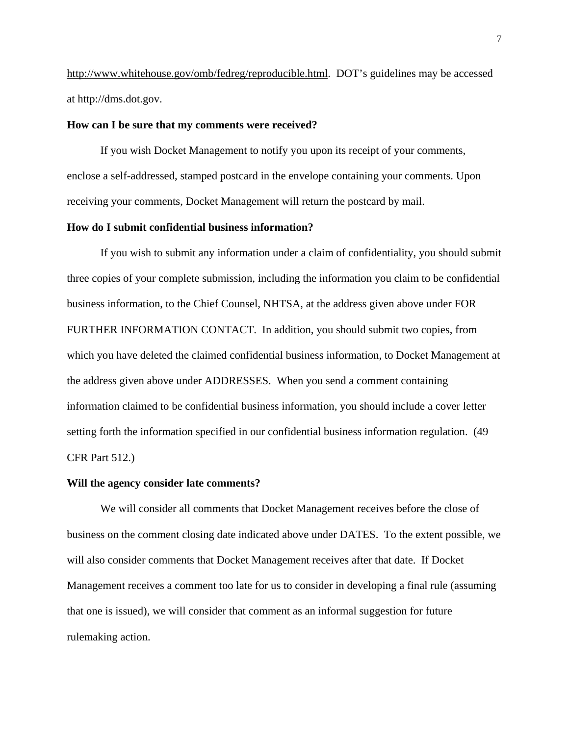http://www.whitehouse.gov/omb/fedreg/reproducible.html. DOT's guidelines may be accessed at http://dms.dot.gov.

**How can I be sure that my comments were received?**

If you wish Docket Management to notify you upon its receipt of your comments, enclose a self-addressed, stamped postcard in the envelope containing your comments. Upon receiving your comments, Docket Management will return the postcard by mail.

**How do I submit confidential business information?**

If you wish to submit any information under a claim of confidentiality, you should submit three copies of your complete submission, including the information you claim to be confidential business information, to the Chief Counsel, NHTSA, at the address given above under FOR FURTHER INFORMATION CONTACT. In addition, you should submit two copies, from which you have deleted the claimed confidential business information, to Docket Management at the address given above under ADDRESSES. When you send a comment containing information claimed to be confidential business information, you should include a cover letter setting forth the information specified in our confidential business information regulation. (49 CFR Part 512.)

**Will the agency consider late comments?**

We will consider all comments that Docket Management receives before the close of business on the comment closing date indicated above under DATES. To the extent possible, we will also consider comments that Docket Management receives after that date. If Docket Management receives a comment too late for us to consider in developing a final rule (assuming that one is issued), we will consider that comment as an informal suggestion for future rulemaking action.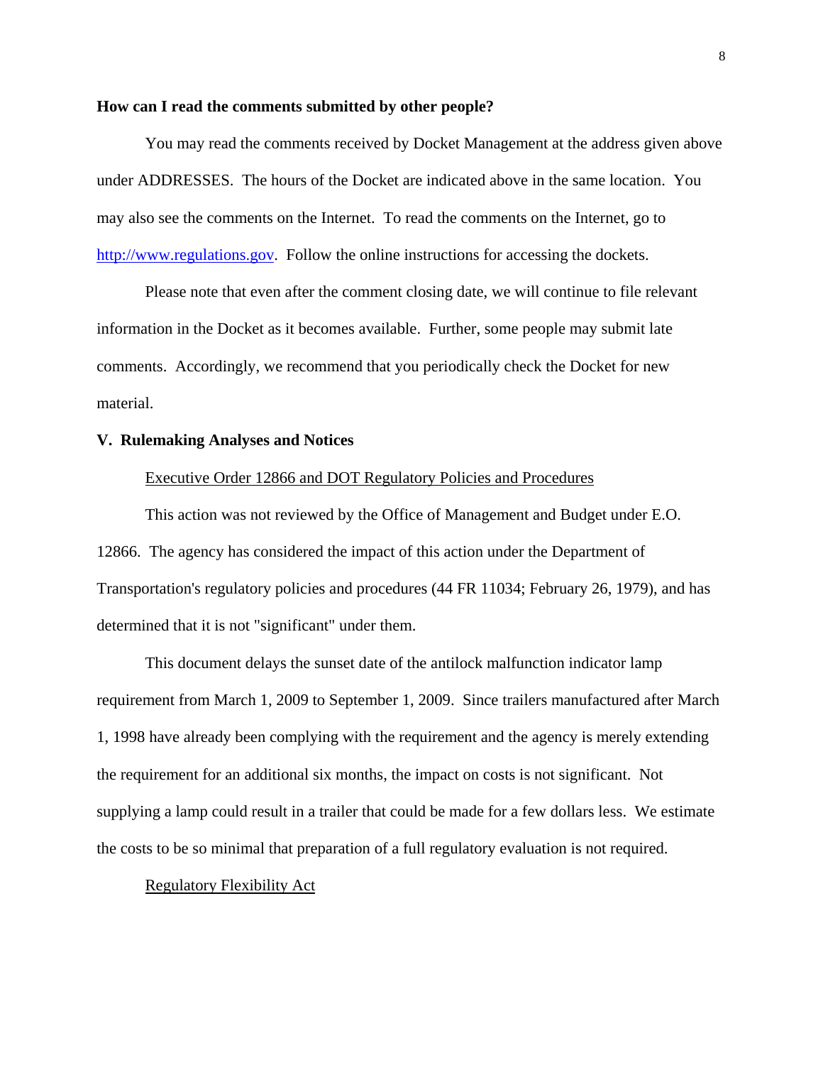**How can I read the comments submitted by other people?**

You may read the comments received by Docket Management at the address given above under ADDRESSES. The hours of the Docket are indicated above in the same location. You may also see the comments on the Internet. To read the comments on the Internet, go to http://www.regulations.gov. Follow the online instructions for accessing the dockets.

Please note that even after the comment closing date, we will continue to file relevant information in the Docket as it becomes available. Further, some people may submit late comments. Accordingly, we recommend that you periodically check the Docket for new material.

## V. Rulemaking Analyses and Notices

Executive Order 12866 and DOT Regulatory Policies and Procedures

This action was not reviewed by the Office of Management and Budget under E.O. 12866. The agency has considered the impact of this action under the Department of Transportation's regulatory policies and procedures (44 FR 11034; February 26, 1979), and has determined that it is not "significant" under them.

This document delays the sunset date of the antilock malfunction indicator lamp requirement from March 1, 2009 to September 1, 2009. Since trailers manufactured after March 1, 1998 have already been complying with the requirement and the agency is merely extending the requirement for an additional six months, the impact on costs is not significant. Not supplying a lamp could result in a trailer that could be made for a few dollars less. We estimate the costs to be so minimal that preparation of a full regulatory evaluation is not required.

Regulatory Flexibility Act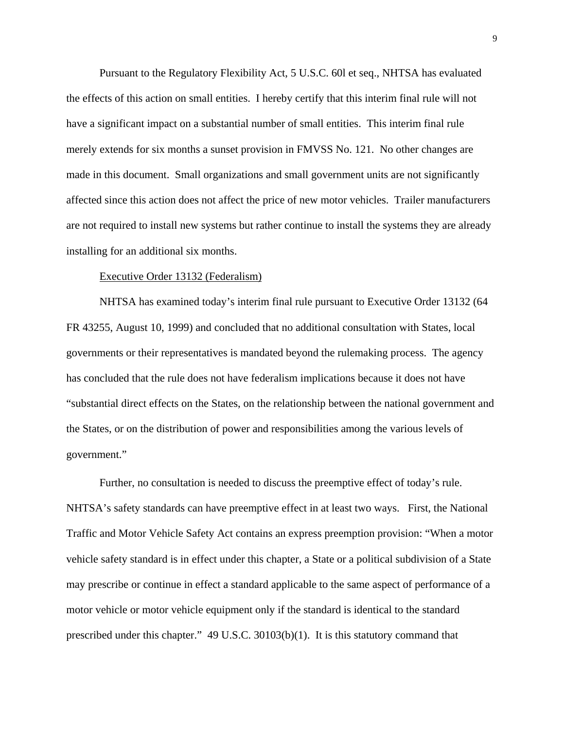Pursuant to the Regulatory Flexibility Act, 5 U.S.C. 60l et seq., NHTSA has evaluated the effects of this action on small entities. I hereby certify that this interim final rule will not have a significant impact on a substantial number of small entities. This interim final rule merely extends for six months a sunset provision in FMVSS No. 121. No other changes are made in this document. Small organizations and small government units are not significantly affected since this action does not affect the price of new motor vehicles. Trailer manufacturers are not required to install new systems but rather continue to install the systems they are already installing for an additional six months.

Executive Order 13132 (Federalism)

NHTSA has examined today's interim final rule pursuant to Executive Order 13132 (64 FR 43255, August 10, 1999) and concluded that no additional consultation with States, local governments or their representatives is mandated beyond the rulemaking process. The agency has concluded that the rule does not have federalism implications because it does not have "substantial direct effects on the States, on the relationship between the national government and the States, or on the distribution of power and responsibilities among the various levels of government."

Further, no consultation is needed to discuss the preemptive effect of today's rule. NHTSA's safety standards can have preemptive effect in at least two ways. First, the National Traffic and Motor Vehicle Safety Act contains an express preemption provision: "When a motor vehicle safety standard is in effect under this chapter, a State or a political subdivision of a State may prescribe or continue in effect a standard applicable to the same aspect of performance of a motor vehicle or motor vehicle equipment only if the standard is identical to the standard prescribed under this chapter." 49 U.S.C. 30103(b)(1). It is this statutory command that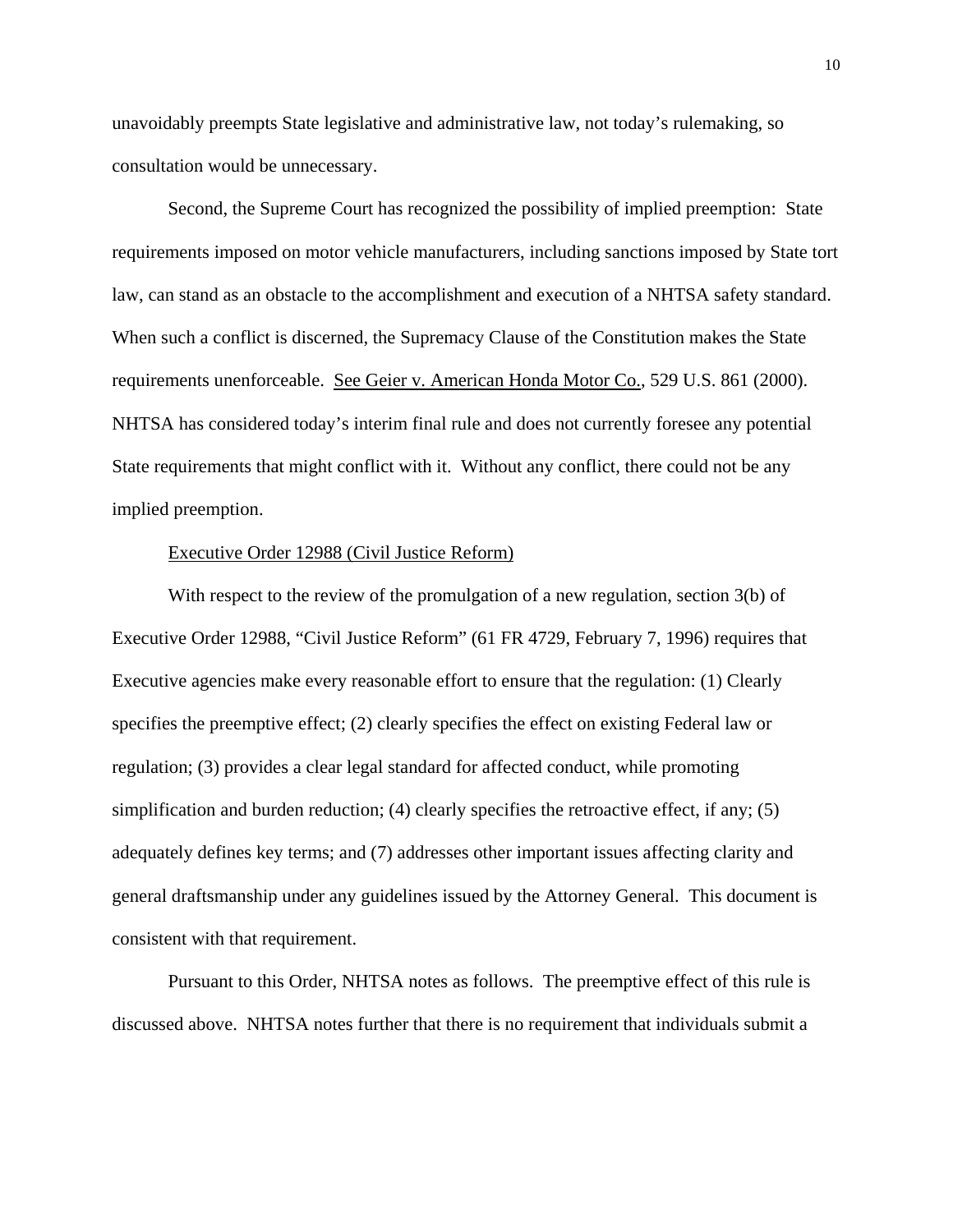unavoidably preempts State legislative and administrative law, not today's rulemaking, so consultation would be unnecessary.

Second, the Supreme Court has recognized the possibility of implied preemption: State requirements imposed on motor vehicle manufacturers, including sanctions imposed by State tort law, can stand as an obstacle to the accomplishment and execution of a NHTSA safety standard. When such a conflict is discerned, the Supremacy Clause of the Constitution makes the State requirements unenforceable. See Geier v. American Honda Motor Co., 529 U.S. 861 (2000). NHTSA has considered today's interim final rule and does not currently foresee any potential State requirements that might conflict with it. Without any conflict, there could not be any implied preemption.

Executive Order 12988 (Civil Justice Reform)

With respect to the review of the promulgation of a new regulation, section 3(b) of Executive Order 12988, "Civil Justice Reform" (61 FR 4729, February 7, 1996) requires that Executive agencies make every reasonable effort to ensure that the regulation: (1) Clearly specifies the preemptive effect; (2) clearly specifies the effect on existing Federal law or regulation; (3) provides a clear legal standard for affected conduct, while promoting simplification and burden reduction; (4) clearly specifies the retroactive effect, if any; (5) adequately defines key terms; and (7) addresses other important issues affecting clarity and general draftsmanship under any guidelines issued by the Attorney General. This document is consistent with that requirement.

Pursuant to this Order, NHTSA notes as follows. The preemptive effect of this rule is discussed above. NHTSA notes further that there is no requirement that individuals submit a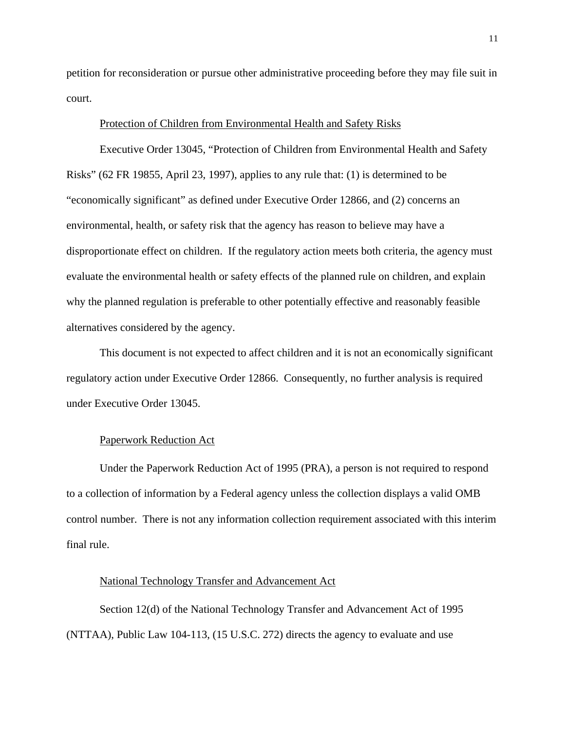petition for reconsideration or pursue other administrative proceeding before they may file suit in court.

Protection of Children from Environmental Health and Safety Risks

Executive Order 13045, "Protection of Children from Environmental Health and Safety Risks" (62 FR 19855, April 23, 1997), applies to any rule that: (1) is determined to be "economically significant" as defined under Executive Order 12866, and (2) concerns an environmental, health, or safety risk that the agency has reason to believe may have a disproportionate effect on children. If the regulatory action meets both criteria, the agency must evaluate the environmental health or safety effects of the planned rule on children, and explain why the planned regulation is preferable to other potentially effective and reasonably feasible alternatives considered by the agency.

This document is not expected to affect children and it is not an economically significant regulatory action under Executive Order 12866. Consequently, no further analysis is required under Executive Order 13045.

Paperwork Reduction Act

Under the Paperwork Reduction Act of 1995 (PRA), a person is not required to respond to a collection of information by a Federal agency unless the collection displays a valid OMB control number. There is not any information collection requirement associated with this interim final rule.

National Technology Transfer and Advancement Act

Section 12(d) of the National Technology Transfer and Advancement Act of 1995 (NTTAA), Public Law 104-113, (15 U.S.C. 272) directs the agency to evaluate and use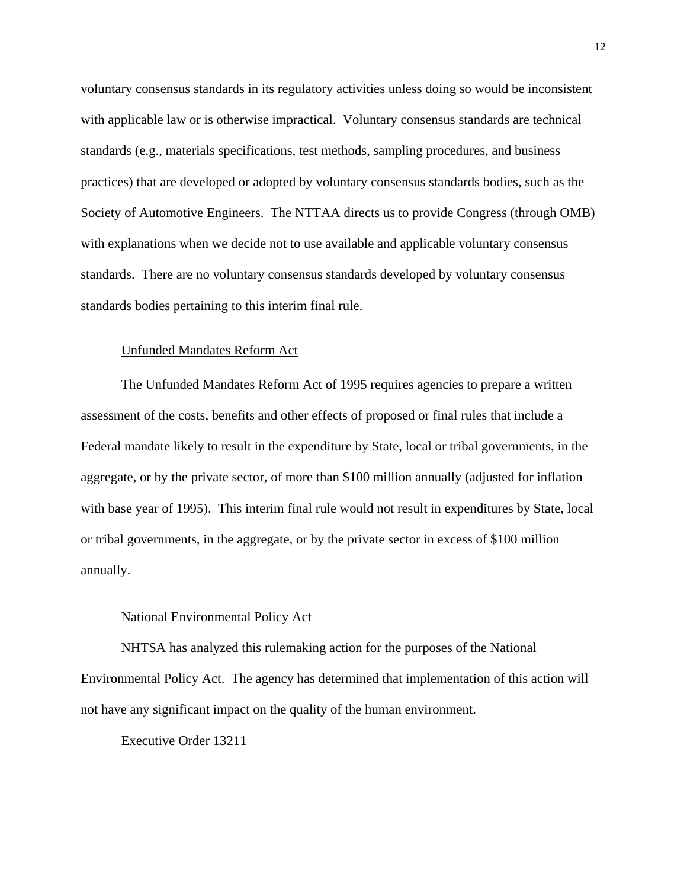voluntary consensus standards in its regulatory activities unless doing so would be inconsistent with applicable law or is otherwise impractical. Voluntary consensus standards are technical standards (e.g., materials specifications, test methods, sampling procedures, and business practices) that are developed or adopted by voluntary consensus standards bodies, such as the Society of Automotive Engineers. The NTTAA directs us to provide Congress (through OMB) with explanations when we decide not to use available and applicable voluntary consensus standards. There are no voluntary consensus standards developed by voluntary consensus standards bodies pertaining to this interim final rule.

Unfunded Mandates Reform Act

The Unfunded Mandates Reform Act of 1995 requires agencies to prepare a written assessment of the costs, benefits and other effects of proposed or final rules that include a Federal mandate likely to result in the expenditure by State, local or tribal governments, in the aggregate, or by the private sector, of more than $100 million annually (adjusted for inflation with base year of 1995). This interim final rule would not result in expenditures by State, local or tribal governments, in the aggregate, or by the private sector in excess of $100 million annually.

National Environmental Policy Act

NHTSA has analyzed this rulemaking action for the purposes of the National Environmental Policy Act. The agency has determined that implementation of this action will not have any significant impact on the quality of the human environment.

Executive Order 13211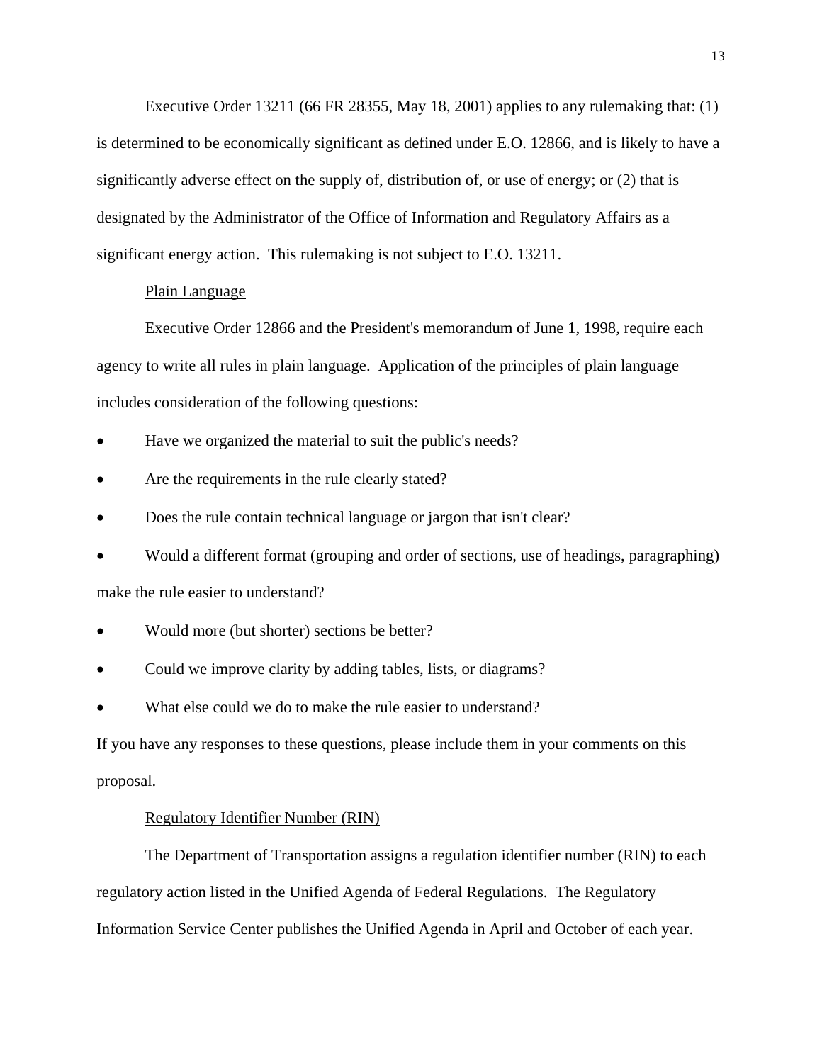Executive Order 13211 (66 FR 28355, May 18, 2001) applies to any rulemaking that: (1) is determined to be economically significant as defined under E.O. 12866, and is likely to have a significantly adverse effect on the supply of, distribution of, or use of energy; or (2) that is designated by the Administrator of the Office of Information and Regulatory Affairs as a significant energy action. This rulemaking is not subject to E.O. 13211.

## Plain Language

Executive Order 12866 and the President's memorandum of June 1, 1998, require each agency to write all rules in plain language. Application of the principles of plain language includes consideration of the following questions:

- Have we organized the material to suit the public's needs?
- Are the requirements in the rule clearly stated?
- Does the rule contain technical language or jargon that isn't clear?
- Would a different format (grouping and order of sections, use of headings, paragraphing) make the rule easier to understand?
- Would more (but shorter) sections be better?
- Could we improve clarity by adding tables, lists, or diagrams?
- What else could we do to make the rule easier to understand?

If you have any responses to these questions, please include them in your comments on this proposal.

## Regulatory Identifier Number (RIN)

The Department of Transportation assigns a regulation identifier number (RIN) to each regulatory action listed in the Unified Agenda of Federal Regulations. The Regulatory Information Service Center publishes the Unified Agenda in April and October of each year.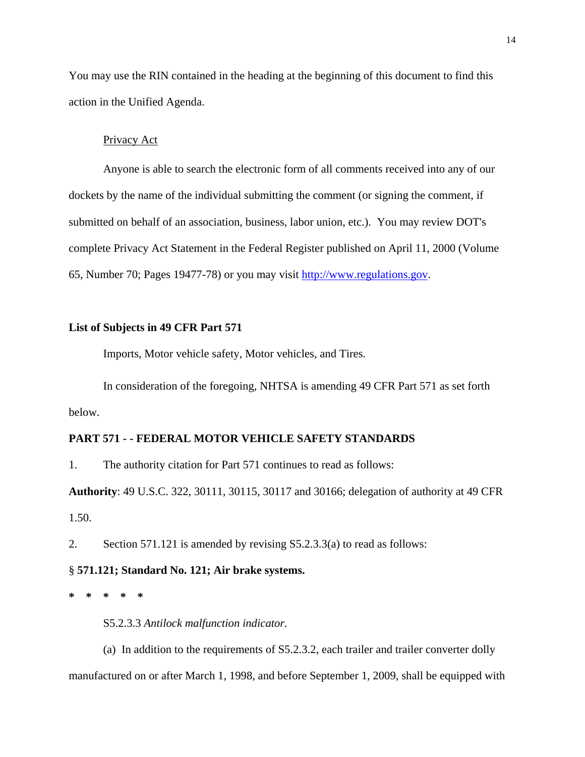You may use the RIN contained in the heading at the beginning of this document to find this action in the Unified Agenda.

Privacy Act

Anyone is able to search the electronic form of all comments received into any of our dockets by the name of the individual submitting the comment (or signing the comment, if submitted on behalf of an association, business, labor union, etc.). You may review DOT's complete Privacy Act Statement in the Federal Register published on April 11, 2000 (Volume 65, Number 70; Pages 19477-78) or you may visit http://www.regulations.gov.

**List of Subjects in 49 CFR Part 571**

Imports, Motor vehicle safety, Motor vehicles, and Tires.

In consideration of the foregoing, NHTSA is amending 49 CFR Part 571 as set forth below.

**PART 571 - - FEDERAL MOTOR VEHICLE SAFETY STANDARDS**

1. The authority citation for Part 571 continues to read as follows:

**Authority**: 49 U.S.C. 322, 30111, 30115, 30117 and 30166; delegation of authority at 49 CFR 1.50.

2. Section 571.121 is amended by revising S5.2.3.3(a) to read as follows:

§ **571.121; Standard No. 121; Air brake systems.**

**\* \* \* \* \***

S5.2.3.3 *Antilock malfunction indicator.*

(a) In addition to the requirements of S5.2.3.2, each trailer and trailer converter dolly manufactured on or after March 1, 1998, and before September 1, 2009, shall be equipped with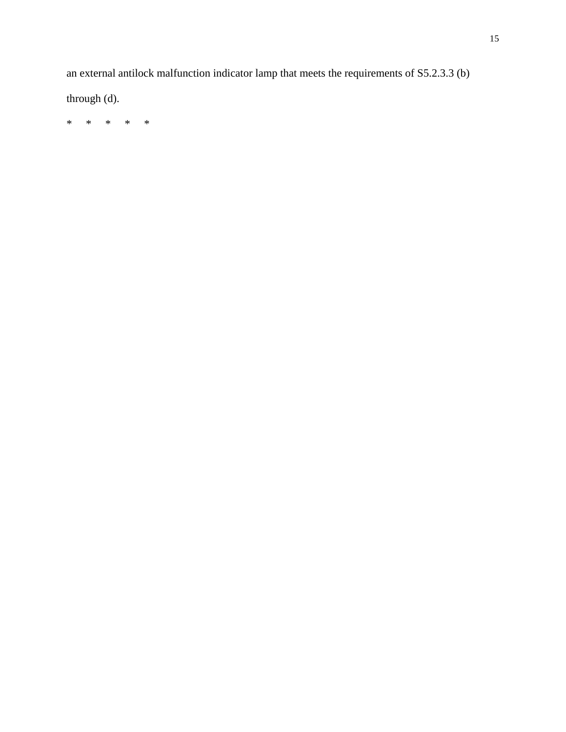an external antilock malfunction indicator lamp that meets the requirements of S5.2.3.3 (b) through (d).

\*     \*     \*     \*     \*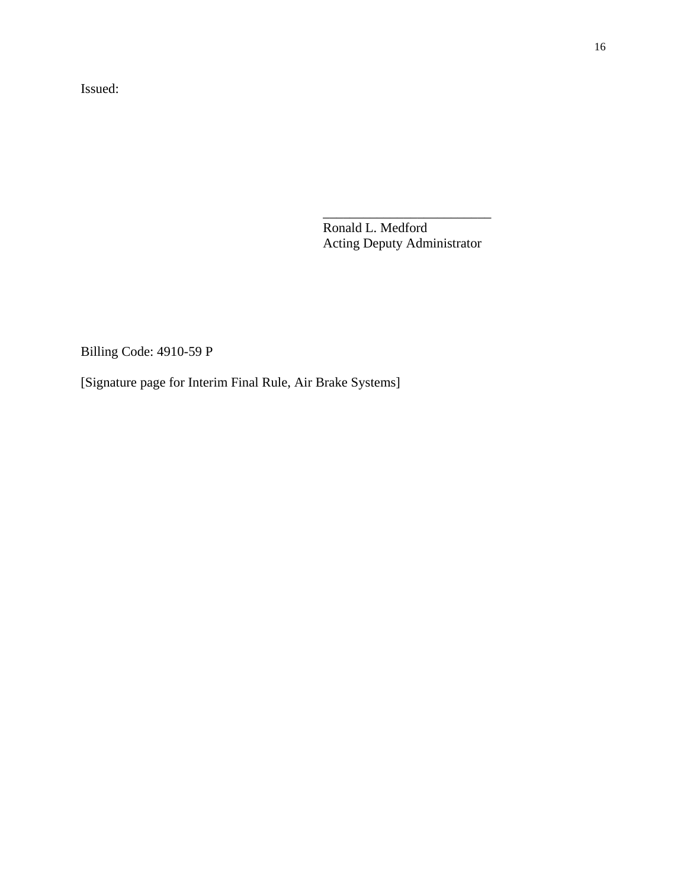Issued:

_________________________

Ronald L. Medford

Acting Deputy Administrator

Billing Code: 4910-59 P

[Signature page for Interim Final Rule, Air Brake Systems]